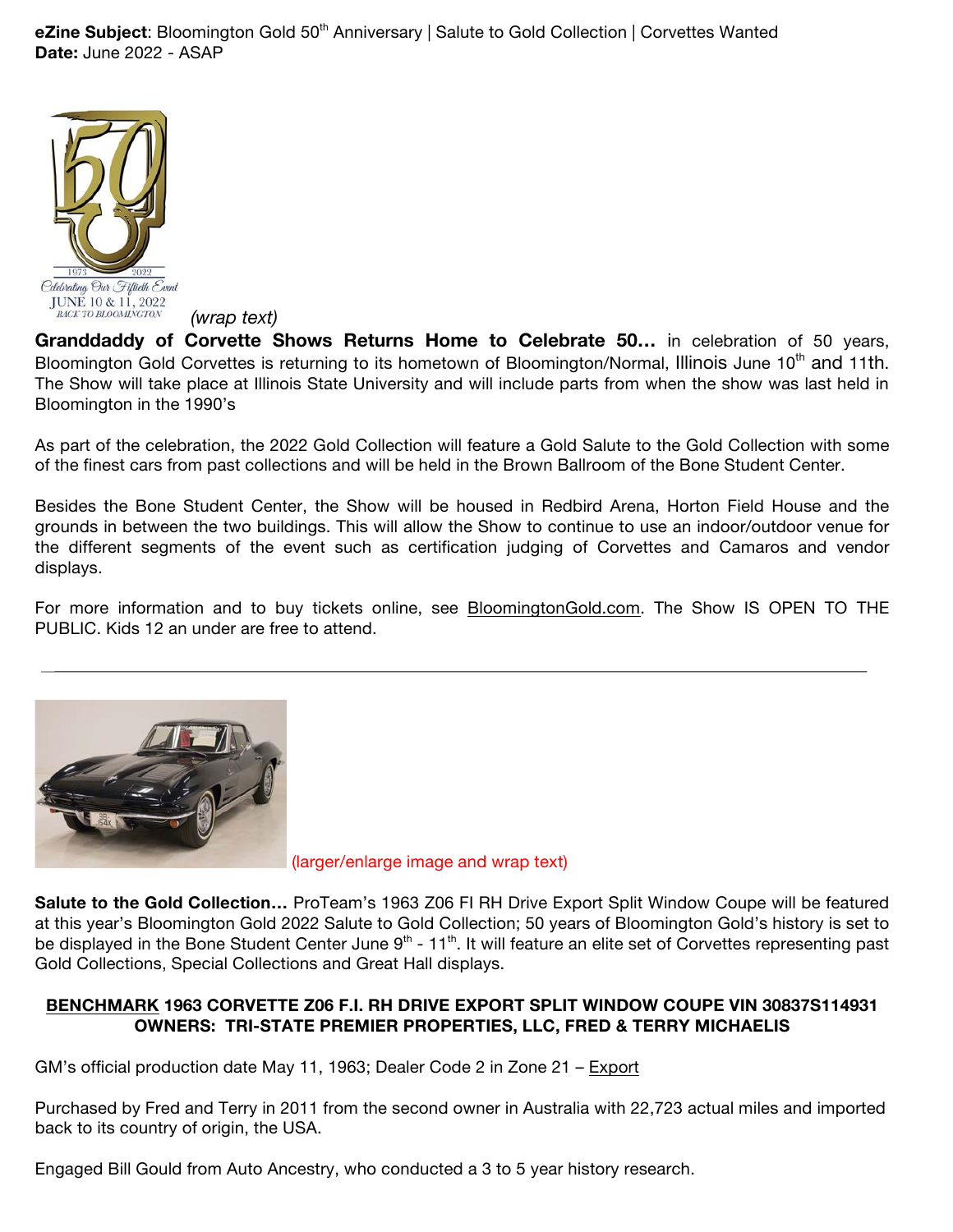**eZine Subject**: Bloomington Gold 50th Anniversary | Salute to Gold Collection | Corvettes Wanted
**Date:** June 2022 - ASAP

*(wrap text)*

**Granddaddy of Corvette Shows Returns Home to Celebrate 50…** in celebration of 50 years, Bloomington Gold Corvettes is returning to its hometown of Bloomington/Normal, Illinois June 10th and 11th. The Show will take place at Illinois State University and will include parts from when the show was last held in Bloomington in the 1990's

As part of the celebration, the 2022 Gold Collection will feature a Gold Salute to the Gold Collection with some of the finest cars from past collections and will be held in the Brown Ballroom of the Bone Student Center.

Besides the Bone Student Center, the Show will be housed in Redbird Arena, Horton Field House and the grounds in between the two buildings. This will allow the Show to continue to use an indoor/outdoor venue for the different segments of the event such as certification judging of Corvettes and Camaros and vendor displays.

For more information and to buy tickets online, see BloomingtonGold.com. The Show IS OPEN TO THE PUBLIC. Kids 12 an under are free to attend.

---

(larger/enlarge image and wrap text)

**Salute to the Gold Collection…** ProTeam's 1963 Z06 FI RH Drive Export Split Window Coupe will be featured at this year's Bloomington Gold 2022 Salute to Gold Collection; 50 years of Bloomington Gold's history is set to be displayed in the Bone Student Center June 9th - 11th. It will feature an elite set of Corvettes representing past Gold Collections, Special Collections and Great Hall displays.

**BENCHMARK 1963 CORVETTE Z06 F.I. RH DRIVE EXPORT SPLIT WINDOW COUPE VIN 30837S114931**
**OWNERS: TRI-STATE PREMIER PROPERTIES, LLC, FRED & TERRY MICHAELIS**

GM's official production date May 11, 1963; Dealer Code 2 in Zone 21 – Export

Purchased by Fred and Terry in 2011 from the second owner in Australia with 22,723 actual miles and imported back to its country of origin, the USA.

Engaged Bill Gould from Auto Ancestry, who conducted a 3 to 5 year history research.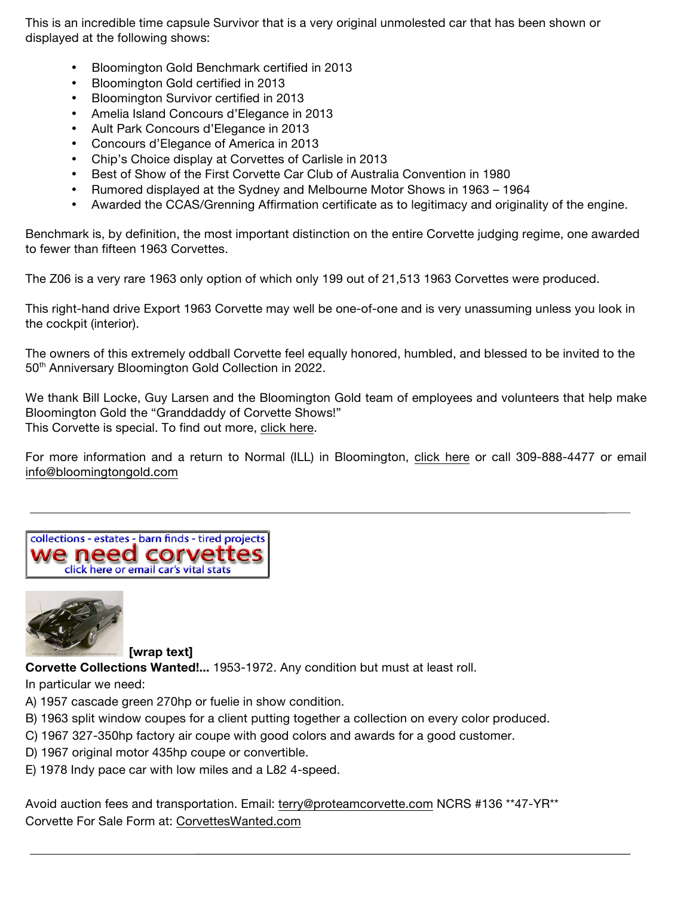This is an incredible time capsule Survivor that is a very original unmolested car that has been shown or displayed at the following shows:

- Bloomington Gold Benchmark certified in 2013
- Bloomington Gold certified in 2013
- Bloomington Survivor certified in 2013
- Amelia Island Concours d'Elegance in 2013
- Ault Park Concours d'Elegance in 2013
- Concours d'Elegance of America in 2013
- Chip's Choice display at Corvettes of Carlisle in 2013
- Best of Show of the First Corvette Car Club of Australia Convention in 1980
- Rumored displayed at the Sydney and Melbourne Motor Shows in 1963 – 1964
- Awarded the CCAS/Grenning Affirmation certificate as to legitimacy and originality of the engine.

Benchmark is, by definition, the most important distinction on the entire Corvette judging regime, one awarded to fewer than fifteen 1963 Corvettes.

The Z06 is a very rare 1963 only option of which only 199 out of 21,513 1963 Corvettes were produced.

This right-hand drive Export 1963 Corvette may well be one-of-one and is very unassuming unless you look in the cockpit (interior).

The owners of this extremely oddball Corvette feel equally honored, humbled, and blessed to be invited to the 50th Anniversary Bloomington Gold Collection in 2022.

We thank Bill Locke, Guy Larsen and the Bloomington Gold team of employees and volunteers that help make Bloomington Gold the "Granddaddy of Corvette Shows!"
This Corvette is special. To find out more, click here.

For more information and a return to Normal (ILL) in Bloomington, click here or call 309-888-4477 or email info@bloomingtongold.com

---

collections - estates - barn finds - tired projects
we need corvettes
click here or email car's vital stats

**[wrap text]**

**Corvette Collections Wanted!...** 1953-1972. Any condition but must at least roll.
In particular we need:
A) 1957 cascade green 270hp or fuelie in show condition.
B) 1963 split window coupes for a client putting together a collection on every color produced.
C) 1967 327-350hp factory air coupe with good colors and awards for a good customer.
D) 1967 original motor 435hp coupe or convertible.
E) 1978 Indy pace car with low miles and a L82 4-speed.

Avoid auction fees and transportation. Email: terry@proteamcorvette.com NCRS #136 **47-YR**
Corvette For Sale Form at: CorvettesWanted.com

---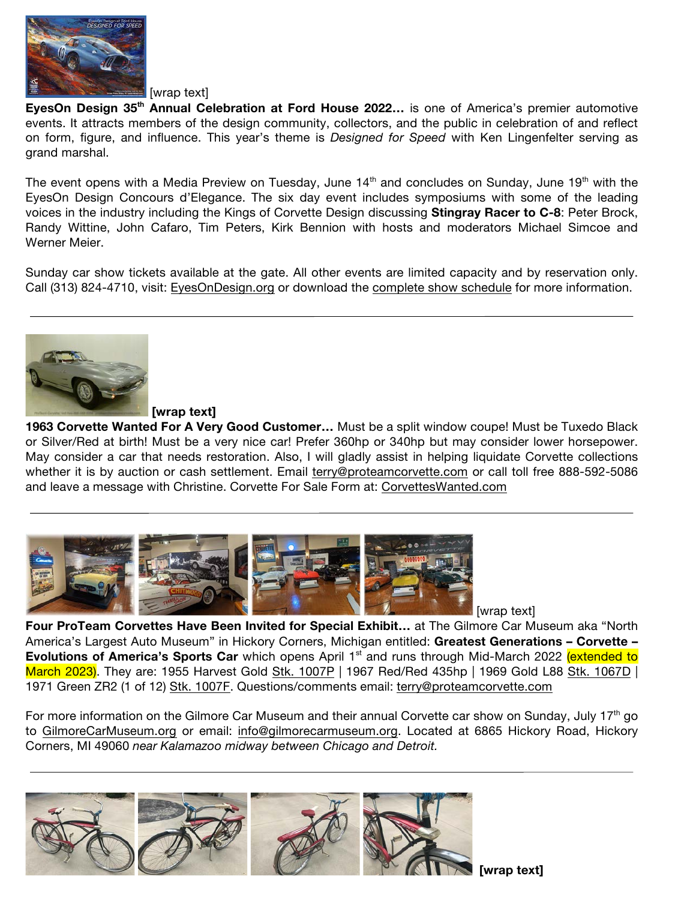[wrap text]

**EyesOn Design 35th Annual Celebration at Ford House 2022…** is one of America's premier automotive events. It attracts members of the design community, collectors, and the public in celebration of and reflect on form, figure, and influence. This year's theme is *Designed for Speed* with Ken Lingenfelter serving as grand marshal.

The event opens with a Media Preview on Tuesday, June 14th and concludes on Sunday, June 19th with the EyesOn Design Concours d'Elegance. The six day event includes symposiums with some of the leading voices in the industry including the Kings of Corvette Design discussing **Stingray Racer to C-8**: Peter Brock, Randy Wittine, John Cafaro, Tim Peters, Kirk Bennion with hosts and moderators Michael Simcoe and Werner Meier.

Sunday car show tickets available at the gate. All other events are limited capacity and by reservation only. Call (313) 824-4710, visit: EyesOnDesign.org or download the complete show schedule for more information.

---

**[wrap text]**

**1963 Corvette Wanted For A Very Good Customer…** Must be a split window coupe! Must be Tuxedo Black or Silver/Red at birth! Must be a very nice car! Prefer 360hp or 340hp but may consider lower horsepower. May consider a car that needs restoration. Also, I will gladly assist in helping liquidate Corvette collections whether it is by auction or cash settlement. Email terry@proteamcorvette.com or call toll free 888-592-5086 and leave a message with Christine. Corvette For Sale Form at: CorvettesWanted.com

---

[wrap text]

**Four ProTeam Corvettes Have Been Invited for Special Exhibit…** at The Gilmore Car Museum aka "North America's Largest Auto Museum" in Hickory Corners, Michigan entitled: **Greatest Generations – Corvette – Evolutions of America's Sports Car** which opens April 1st and runs through Mid-March 2022 (extended to March 2023). They are: 1955 Harvest Gold Stk. 1007P | 1967 Red/Red 435hp | 1969 Gold L88 Stk. 1067D | 1971 Green ZR2 (1 of 12) Stk. 1007F. Questions/comments email: terry@proteamcorvette.com

For more information on the Gilmore Car Museum and their annual Corvette car show on Sunday, July 17th go to GilmoreCarMuseum.org or email: info@gilmorecarmuseum.org. Located at 6865 Hickory Road, Hickory Corners, MI 49060 *near Kalamazoo midway between Chicago and Detroit.*

---

**[wrap text]**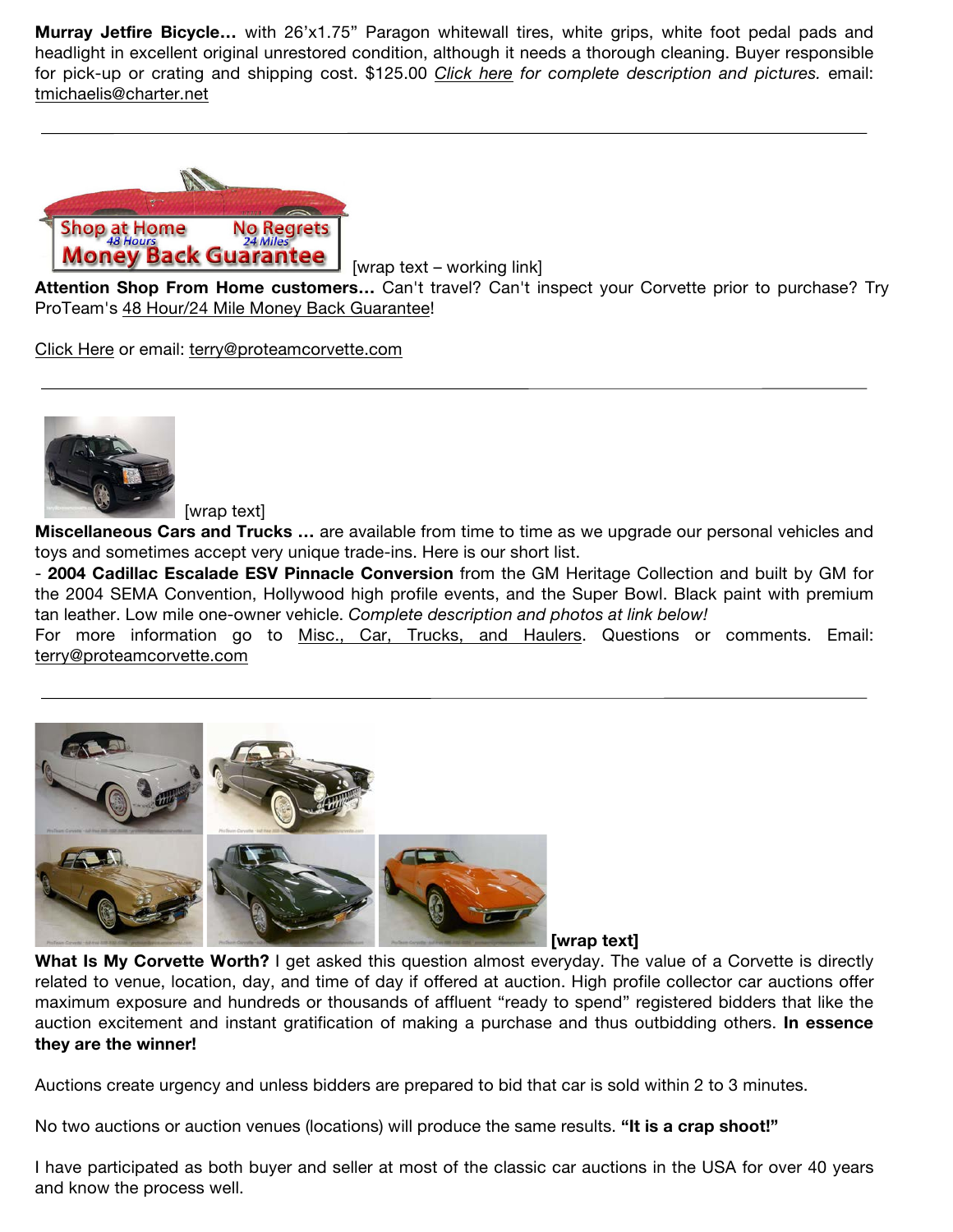**Murray Jetfire Bicycle…** with 26'x1.75" Paragon whitewall tires, white grips, white foot pedal pads and headlight in excellent original unrestored condition, although it needs a thorough cleaning. Buyer responsible for pick-up or crating and shipping cost. $125.00 *Click here for complete description and pictures.* email: tmichaelis@charter.net

---

[wrap text – working link]

**Attention Shop From Home customers…** Can't travel? Can't inspect your Corvette prior to purchase? Try ProTeam's 48 Hour/24 Mile Money Back Guarantee!

Click Here or email: terry@proteamcorvette.com

---

[wrap text]

**Miscellaneous Cars and Trucks …** are available from time to time as we upgrade our personal vehicles and toys and sometimes accept very unique trade-ins. Here is our short list.

- **2004 Cadillac Escalade ESV Pinnacle Conversion** from the GM Heritage Collection and built by GM for the 2004 SEMA Convention, Hollywood high profile events, and the Super Bowl. Black paint with premium tan leather. Low mile one-owner vehicle. *Complete description and photos at link below!*

For more information go to Misc., Car, Trucks, and Haulers. Questions or comments. Email: terry@proteamcorvette.com

---

**[wrap text]**

**What Is My Corvette Worth?** I get asked this question almost everyday. The value of a Corvette is directly related to venue, location, day, and time of day if offered at auction. High profile collector car auctions offer maximum exposure and hundreds or thousands of affluent "ready to spend" registered bidders that like the auction excitement and instant gratification of making a purchase and thus outbidding others. **In essence they are the winner!**

Auctions create urgency and unless bidders are prepared to bid that car is sold within 2 to 3 minutes.

No two auctions or auction venues (locations) will produce the same results. **"It is a crap shoot!"**

I have participated as both buyer and seller at most of the classic car auctions in the USA for over 40 years and know the process well.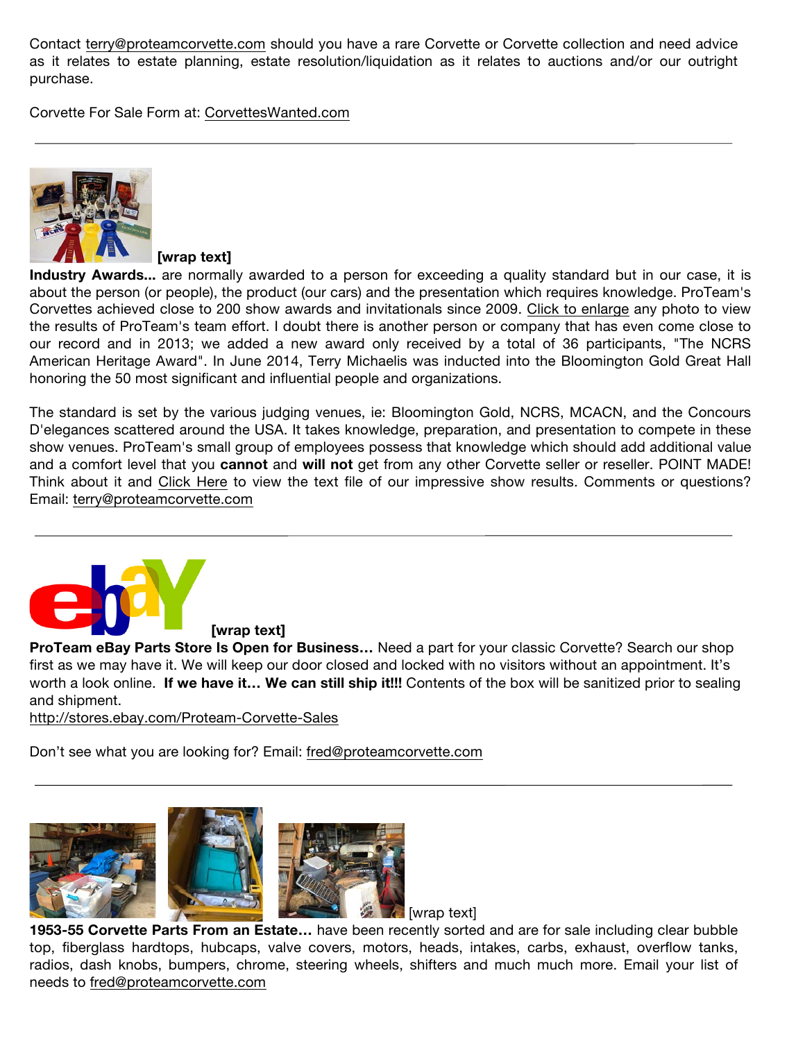Contact terry@proteamcorvette.com should you have a rare Corvette or Corvette collection and need advice as it relates to estate planning, estate resolution/liquidation as it relates to auctions and/or our outright purchase.

Corvette For Sale Form at: CorvettesWanted.com

---

**[wrap text]**

**Industry Awards...** are normally awarded to a person for exceeding a quality standard but in our case, it is about the person (or people), the product (our cars) and the presentation which requires knowledge. ProTeam's Corvettes achieved close to 200 show awards and invitationals since 2009. Click to enlarge any photo to view the results of ProTeam's team effort. I doubt there is another person or company that has even come close to our record and in 2013; we added a new award only received by a total of 36 participants, "The NCRS American Heritage Award". In June 2014, Terry Michaelis was inducted into the Bloomington Gold Great Hall honoring the 50 most significant and influential people and organizations.

The standard is set by the various judging venues, ie: Bloomington Gold, NCRS, MCACN, and the Concours D'elegances scattered around the USA. It takes knowledge, preparation, and presentation to compete in these show venues. ProTeam's small group of employees possess that knowledge which should add additional value and a comfort level that you **cannot** and **will not** get from any other Corvette seller or reseller. POINT MADE! Think about it and Click Here to view the text file of our impressive show results. Comments or questions? Email: terry@proteamcorvette.com

---

**[wrap text]**

**ProTeam eBay Parts Store Is Open for Business…** Need a part for your classic Corvette? Search our shop first as we may have it. We will keep our door closed and locked with no visitors without an appointment. It's worth a look online. **If we have it… We can still ship it!!!** Contents of the box will be sanitized prior to sealing and shipment.

http://stores.ebay.com/Proteam-Corvette-Sales

Don't see what you are looking for? Email: fred@proteamcorvette.com

---

[wrap text]

**1953-55 Corvette Parts From an Estate…** have been recently sorted and are for sale including clear bubble top, fiberglass hardtops, hubcaps, valve covers, motors, heads, intakes, carbs, exhaust, overflow tanks, radios, dash knobs, bumpers, chrome, steering wheels, shifters and much much more. Email your list of needs to fred@proteamcorvette.com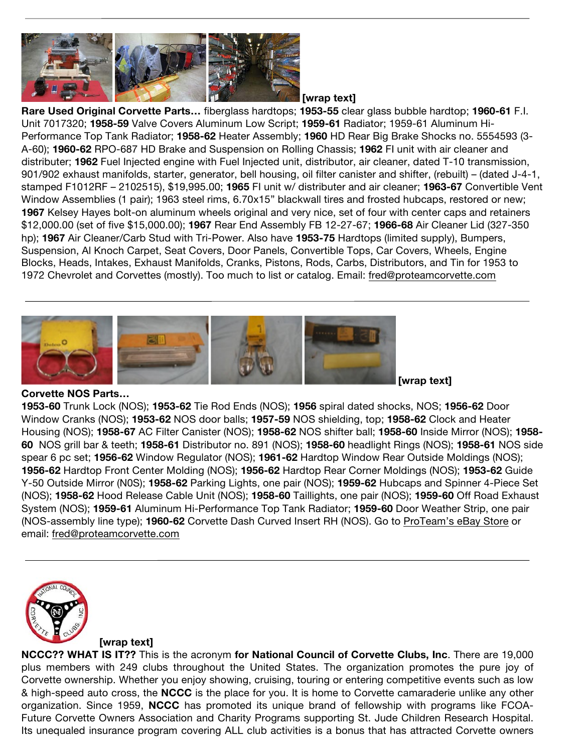[wrap text]

**Rare Used Original Corvette Parts…** fiberglass hardtops; **1953-55** clear glass bubble hardtop; **1960-61** F.I. Unit 7017320; **1958-59** Valve Covers Aluminum Low Script; **1959-61** Radiator; 1959-61 Aluminum Hi-Performance Top Tank Radiator; **1958-62** Heater Assembly; **1960** HD Rear Big Brake Shocks no. 5554593 (3-A-60); **1960-62** RPO-687 HD Brake and Suspension on Rolling Chassis; **1962** FI unit with air cleaner and distributer; **1962** Fuel Injected engine with Fuel Injected unit, distributor, air cleaner, dated T-10 transmission, 901/902 exhaust manifolds, starter, generator, bell housing, oil filter canister and shifter, (rebuilt) – (dated J-4-1, stamped F1012RF – 2102515), $19,995.00; **1965** FI unit w/ distributer and air cleaner; **1963-67** Convertible Vent Window Assemblies (1 pair); 1963 steel rims, 6.70x15" blackwall tires and frosted hubcaps, restored or new; **1967** Kelsey Hayes bolt-on aluminum wheels original and very nice, set of four with center caps and retainers $12,000.00 (set of five $15,000.00); **1967** Rear End Assembly FB 12-27-67; **1966-68** Air Cleaner Lid (327-350 hp); **1967** Air Cleaner/Carb Stud with Tri-Power. Also have **1953-75** Hardtops (limited supply), Bumpers, Suspension, Al Knoch Carpet, Seat Covers, Door Panels, Convertible Tops, Car Covers, Wheels, Engine Blocks, Heads, Intakes, Exhaust Manifolds, Cranks, Pistons, Rods, Carbs, Distributors, and Tin for 1953 to 1972 Chevrolet and Corvettes (mostly). Too much to list or catalog. Email: fred@proteamcorvette.com

---

[wrap text]

**Corvette NOS Parts…**

**1953-60** Trunk Lock (NOS); **1953-62** Tie Rod Ends (NOS); **1956** spiral dated shocks, NOS; **1956-62** Door Window Cranks (NOS); **1953-62** NOS door balls; **1957-59** NOS shielding, top; **1958-62** Clock and Heater Housing (NOS); **1958-67** AC Filter Canister (NOS); **1958-62** NOS shifter ball; **1958-60** Inside Mirror (NOS); **1958-60** NOS grill bar & teeth; **1958-61** Distributor no. 891 (NOS); **1958-60** headlight Rings (NOS); **1958-61** NOS side spear 6 pc set; **1956-62** Window Regulator (NOS); **1961-62** Hardtop Window Rear Outside Moldings (NOS); **1956-62** Hardtop Front Center Molding (NOS); **1956-62** Hardtop Rear Corner Moldings (NOS); **1953-62** Guide Y-50 Outside Mirror (N0S); **1958-62** Parking Lights, one pair (NOS); **1959-62** Hubcaps and Spinner 4-Piece Set (NOS); **1958-62** Hood Release Cable Unit (NOS); **1958-60** Taillights, one pair (NOS); **1959-60** Off Road Exhaust System (NOS); **1959-61** Aluminum Hi-Performance Top Tank Radiator; **1959-60** Door Weather Strip, one pair (NOS-assembly line type); **1960-62** Corvette Dash Curved Insert RH (NOS). Go to ProTeam's eBay Store or email: fred@proteamcorvette.com

---

[wrap text]

**NCCC?? WHAT IS IT??** This is the acronym **for National Council of Corvette Clubs, Inc**. There are 19,000 plus members with 249 clubs throughout the United States. The organization promotes the pure joy of Corvette ownership. Whether you enjoy showing, cruising, touring or entering competitive events such as low & high-speed auto cross, the **NCCC** is the place for you. It is home to Corvette camaraderie unlike any other organization. Since 1959, **NCCC** has promoted its unique brand of fellowship with programs like FCOA-Future Corvette Owners Association and Charity Programs supporting St. Jude Children Research Hospital. Its unequaled insurance program covering ALL club activities is a bonus that has attracted Corvette owners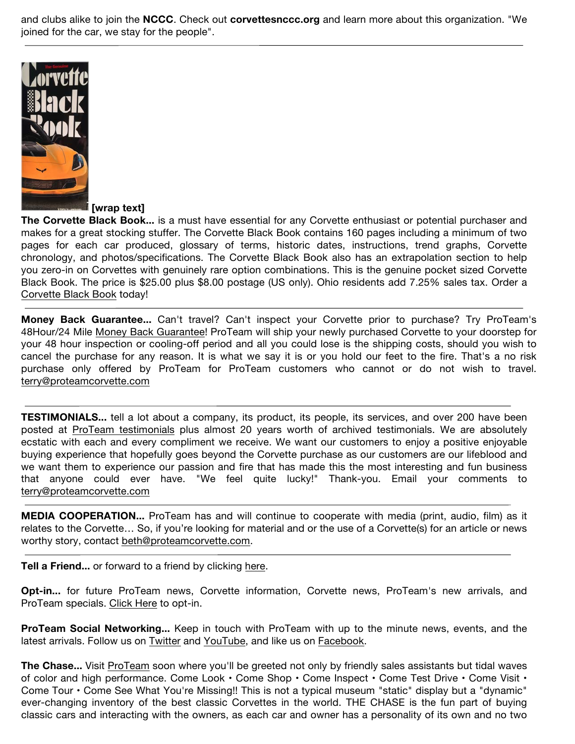and clubs alike to join the **NCCC**. Check out **corvettesnccc.org** and learn more about this organization. "We joined for the car, we stay for the people".

---

**[wrap text]**

**The Corvette Black Book...** is a must have essential for any Corvette enthusiast or potential purchaser and makes for a great stocking stuffer. The Corvette Black Book contains 160 pages including a minimum of two pages for each car produced, glossary of terms, historic dates, instructions, trend graphs, Corvette chronology, and photos/specifications. The Corvette Black Book also has an extrapolation section to help you zero-in on Corvettes with genuinely rare option combinations. This is the genuine pocket sized Corvette Black Book. The price is $25.00 plus $8.00 postage (US only). Ohio residents add 7.25% sales tax. Order a Corvette Black Book today!

---

**Money Back Guarantee...** Can't travel? Can't inspect your Corvette prior to purchase? Try ProTeam's 48Hour/24 Mile Money Back Guarantee! ProTeam will ship your newly purchased Corvette to your doorstep for your 48 hour inspection or cooling-off period and all you could lose is the shipping costs, should you wish to cancel the purchase for any reason. It is what we say it is or you hold our feet to the fire. That's a no risk purchase only offered by ProTeam for ProTeam customers who cannot or do not wish to travel. terry@proteamcorvette.com

---

**TESTIMONIALS...** tell a lot about a company, its product, its people, its services, and over 200 have been posted at ProTeam testimonials plus almost 20 years worth of archived testimonials. We are absolutely ecstatic with each and every compliment we receive. We want our customers to enjoy a positive enjoyable buying experience that hopefully goes beyond the Corvette purchase as our customers are our lifeblood and we want them to experience our passion and fire that has made this the most interesting and fun business that anyone could ever have. "We feel quite lucky!" Thank-you. Email your comments to terry@proteamcorvette.com

---

**MEDIA COOPERATION...** ProTeam has and will continue to cooperate with media (print, audio, film) as it relates to the Corvette… So, if you're looking for material and or the use of a Corvette(s) for an article or news worthy story, contact beth@proteamcorvette.com.

---

**Tell a Friend...** or forward to a friend by clicking here.

**Opt-in...** for future ProTeam news, Corvette information, Corvette news, ProTeam's new arrivals, and ProTeam specials. Click Here to opt-in.

**ProTeam Social Networking...** Keep in touch with ProTeam with up to the minute news, events, and the latest arrivals. Follow us on Twitter and YouTube, and like us on Facebook.

**The Chase...** Visit ProTeam soon where you'll be greeted not only by friendly sales assistants but tidal waves of color and high performance. Come Look • Come Shop • Come Inspect • Come Test Drive • Come Visit • Come Tour • Come See What You're Missing!! This is not a typical museum "static" display but a "dynamic" ever-changing inventory of the best classic Corvettes in the world. THE CHASE is the fun part of buying classic cars and interacting with the owners, as each car and owner has a personality of its own and no two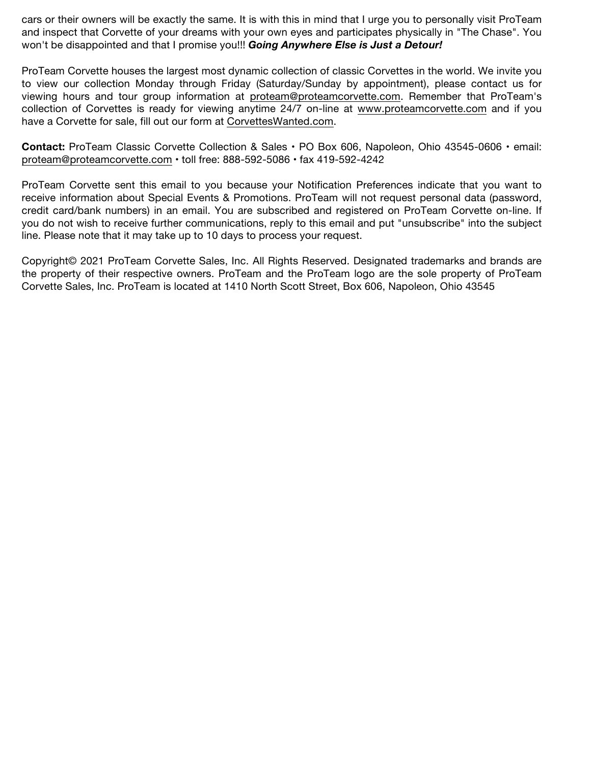cars or their owners will be exactly the same. It is with this in mind that I urge you to personally visit ProTeam and inspect that Corvette of your dreams with your own eyes and participates physically in "The Chase". You won't be disappointed and that I promise you!!! ***Going Anywhere Else is Just a Detour!***

ProTeam Corvette houses the largest most dynamic collection of classic Corvettes in the world. We invite you to view our collection Monday through Friday (Saturday/Sunday by appointment), please contact us for viewing hours and tour group information at proteam@proteamcorvette.com. Remember that ProTeam's collection of Corvettes is ready for viewing anytime 24/7 on-line at www.proteamcorvette.com and if you have a Corvette for sale, fill out our form at CorvettesWanted.com.

**Contact:** ProTeam Classic Corvette Collection & Sales • PO Box 606, Napoleon, Ohio 43545-0606 • email: proteam@proteamcorvette.com • toll free: 888-592-5086 • fax 419-592-4242

ProTeam Corvette sent this email to you because your Notification Preferences indicate that you want to receive information about Special Events & Promotions. ProTeam will not request personal data (password, credit card/bank numbers) in an email. You are subscribed and registered on ProTeam Corvette on-line. If you do not wish to receive further communications, reply to this email and put "unsubscribe" into the subject line. Please note that it may take up to 10 days to process your request.

Copyright© 2021 ProTeam Corvette Sales, Inc. All Rights Reserved. Designated trademarks and brands are the property of their respective owners. ProTeam and the ProTeam logo are the sole property of ProTeam Corvette Sales, Inc. ProTeam is located at 1410 North Scott Street, Box 606, Napoleon, Ohio 43545